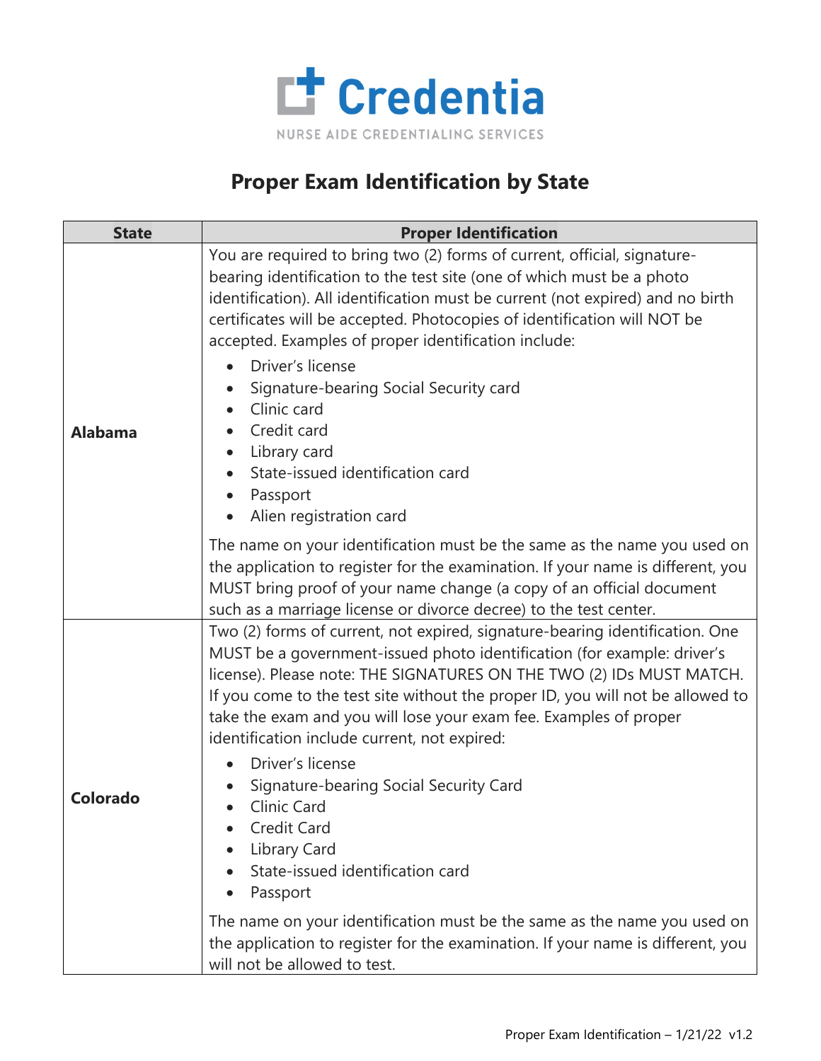Credentia

NURSE AIDE CREDENTIALING SERVICES

# Proper Exam Identification by State

| State | Proper Identification |
|---|---|
| **Alabama** | You are required to bring two (2) forms of current, official, signature-bearing identification to the test site (one of which must be a photo identification). All identification must be current (not expired) and no birth certificates will be accepted. Photocopies of identification will NOT be accepted. Examples of proper identification include:<br>• Driver's license<br>• Signature-bearing Social Security card<br>• Clinic card<br>• Credit card<br>• Library card<br>• State-issued identification card<br>• Passport<br>• Alien registration card<br><br>The name on your identification must be the same as the name you used on the application to register for the examination. If your name is different, you MUST bring proof of your name change (a copy of an official document such as a marriage license or divorce decree) to the test center. |
| **Colorado** | Two (2) forms of current, not expired, signature-bearing identification. One MUST be a government-issued photo identification (for example: driver's license). Please note: THE SIGNATURES ON THE TWO (2) IDs MUST MATCH. If you come to the test site without the proper ID, you will not be allowed to take the exam and you will lose your exam fee. Examples of proper identification include current, not expired:<br>• Driver's license<br>• Signature-bearing Social Security Card<br>• Clinic Card<br>• Credit Card<br>• Library Card<br>• State-issued identification card<br>• Passport<br><br>The name on your identification must be the same as the name you used on the application to register for the examination. If your name is different, you will not be allowed to test. |

Proper Exam Identification – 1/21/22 v1.2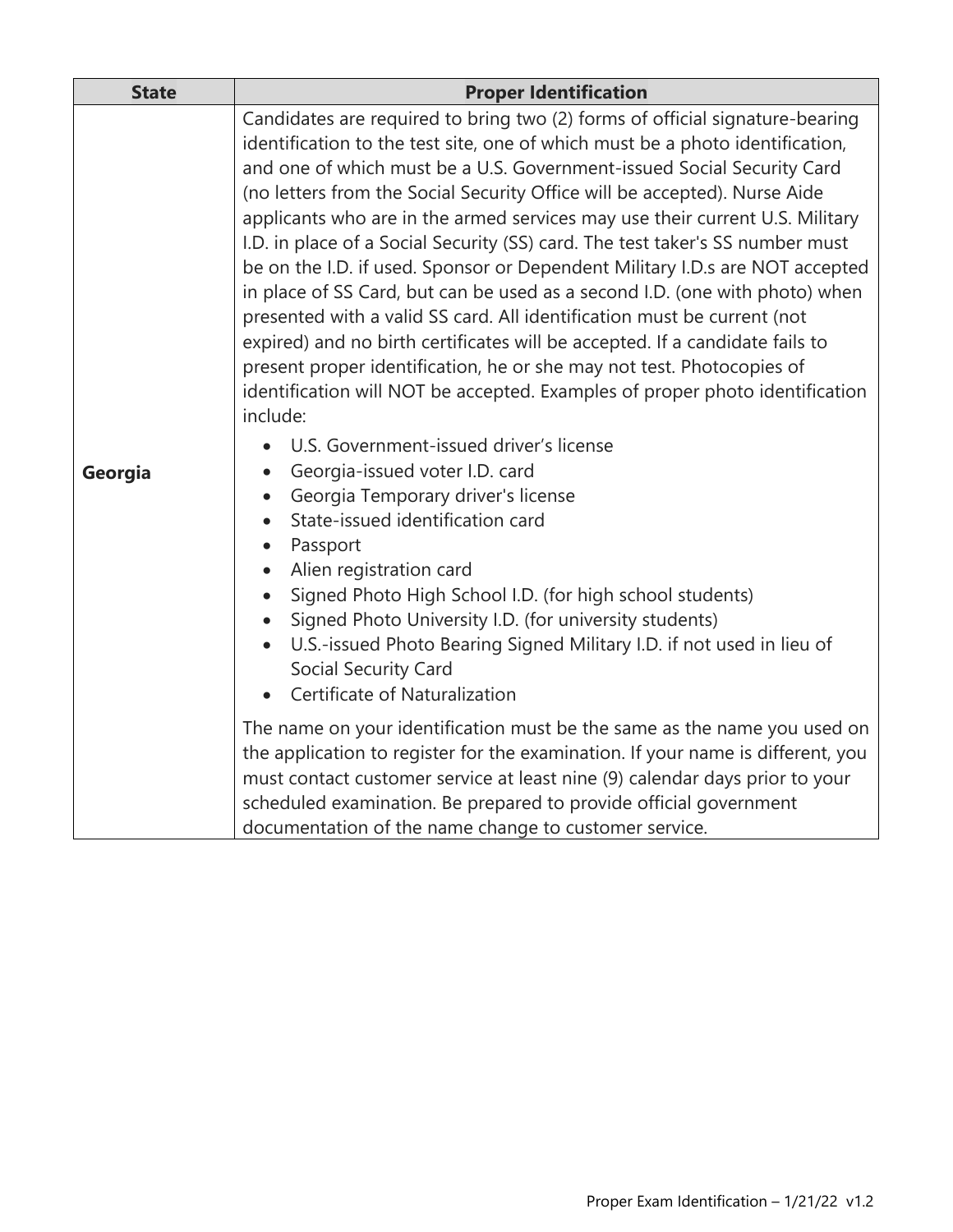| State | Proper Identification |
| --- | --- |
| **Georgia** | Candidates are required to bring two (2) forms of official signature-bearing identification to the test site, one of which must be a photo identification, and one of which must be a U.S. Government-issued Social Security Card (no letters from the Social Security Office will be accepted). Nurse Aide applicants who are in the armed services may use their current U.S. Military I.D. in place of a Social Security (SS) card. The test taker's SS number must be on the I.D. if used. Sponsor or Dependent Military I.D.s are NOT accepted in place of SS Card, but can be used as a second I.D. (one with photo) when presented with a valid SS card. All identification must be current (not expired) and no birth certificates will be accepted. If a candidate fails to present proper identification, he or she may not test. Photocopies of identification will NOT be accepted. Examples of proper photo identification include:<br>• U.S. Government-issued driver's license<br>• Georgia-issued voter I.D. card<br>• Georgia Temporary driver's license<br>• State-issued identification card<br>• Passport<br>• Alien registration card<br>• Signed Photo High School I.D. (for high school students)<br>• Signed Photo University I.D. (for university students)<br>• U.S.-issued Photo Bearing Signed Military I.D. if not used in lieu of Social Security Card<br>• Certificate of Naturalization<br><br>The name on your identification must be the same as the name you used on the application to register for the examination. If your name is different, you must contact customer service at least nine (9) calendar days prior to your scheduled examination. Be prepared to provide official government documentation of the name change to customer service. |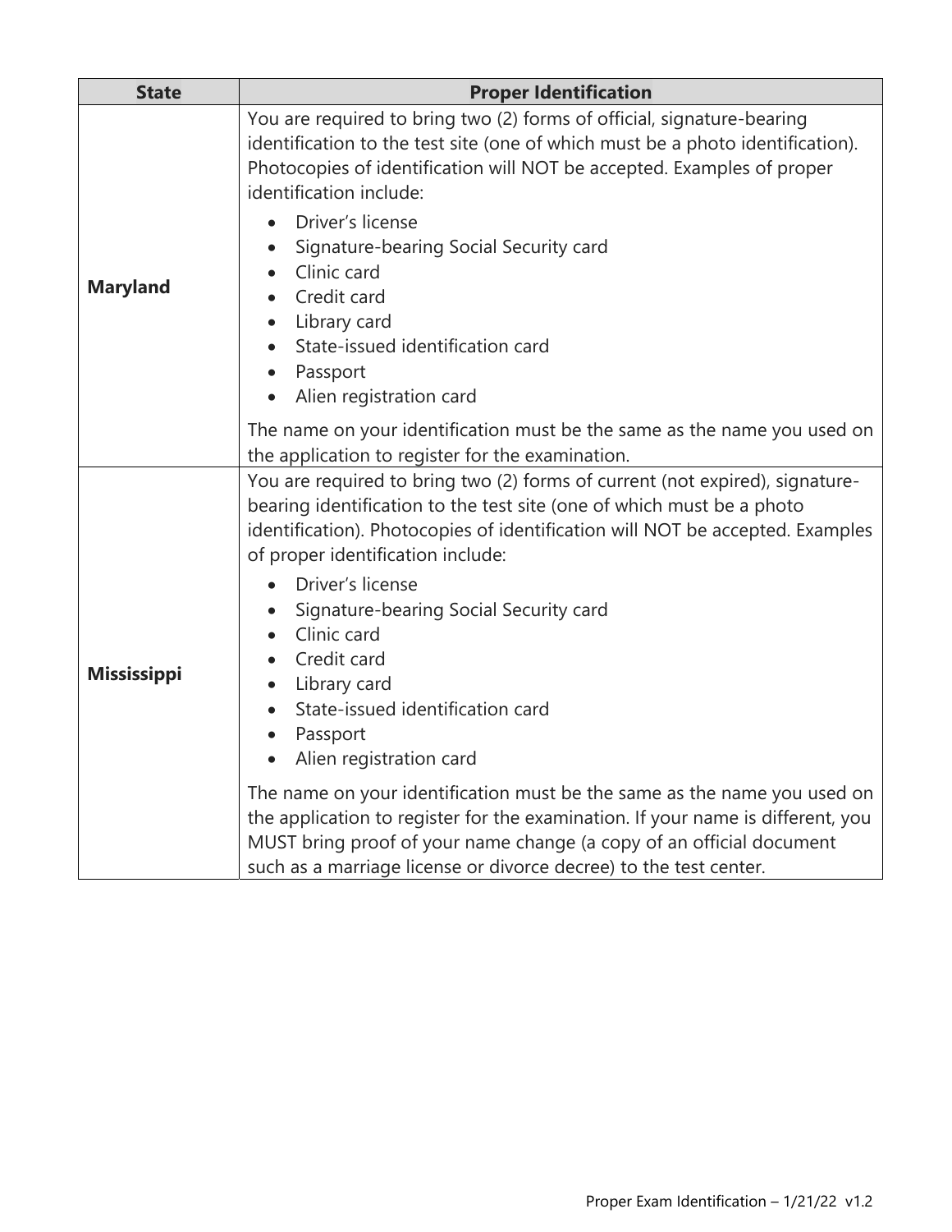| State | Proper Identification |
|---|---|
| **Maryland** | You are required to bring two (2) forms of official, signature-bearing identification to the test site (one of which must be a photo identification). Photocopies of identification will NOT be accepted. Examples of proper identification include:<br>• Driver's license<br>• Signature-bearing Social Security card<br>• Clinic card<br>• Credit card<br>• Library card<br>• State-issued identification card<br>• Passport<br>• Alien registration card<br><br>The name on your identification must be the same as the name you used on the application to register for the examination. |
| **Mississippi** | You are required to bring two (2) forms of current (not expired), signature-bearing identification to the test site (one of which must be a photo identification). Photocopies of identification will NOT be accepted. Examples of proper identification include:<br>• Driver's license<br>• Signature-bearing Social Security card<br>• Clinic card<br>• Credit card<br>• Library card<br>• State-issued identification card<br>• Passport<br>• Alien registration card<br><br>The name on your identification must be the same as the name you used on the application to register for the examination. If your name is different, you MUST bring proof of your name change (a copy of an official document such as a marriage license or divorce decree) to the test center. |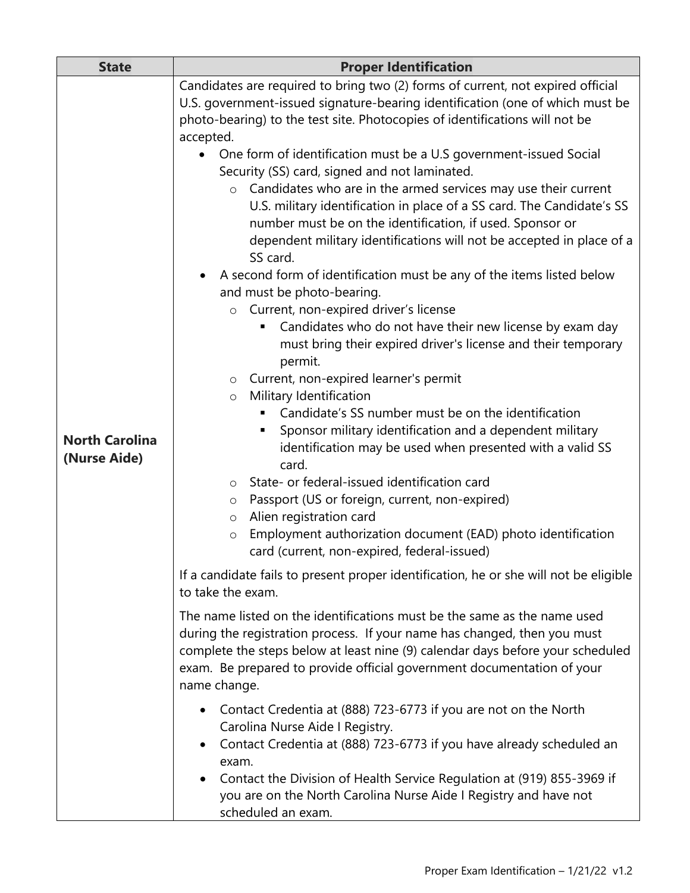| State | Proper Identification |
| --- | --- |
| **North Carolina (Nurse Aide)** | Candidates are required to bring two (2) forms of current, not expired official U.S. government-issued signature-bearing identification (one of which must be photo-bearing) to the test site. Photocopies of identifications will not be accepted.<br>• One form of identification must be a U.S government-issued Social Security (SS) card, signed and not laminated.<br>&nbsp;&nbsp;&nbsp;&nbsp;○ Candidates who are in the armed services may use their current U.S. military identification in place of a SS card. The Candidate's SS number must be on the identification, if used. Sponsor or dependent military identifications will not be accepted in place of a SS card.<br>• A second form of identification must be any of the items listed below and must be photo-bearing.<br>&nbsp;&nbsp;&nbsp;&nbsp;○ Current, non-expired driver's license<br>&nbsp;&nbsp;&nbsp;&nbsp;&nbsp;&nbsp;&nbsp;&nbsp;▪ Candidates who do not have their new license by exam day must bring their expired driver's license and their temporary permit.<br>&nbsp;&nbsp;&nbsp;&nbsp;○ Current, non-expired learner's permit<br>&nbsp;&nbsp;&nbsp;&nbsp;○ Military Identification<br>&nbsp;&nbsp;&nbsp;&nbsp;&nbsp;&nbsp;&nbsp;&nbsp;▪ Candidate's SS number must be on the identification<br>&nbsp;&nbsp;&nbsp;&nbsp;&nbsp;&nbsp;&nbsp;&nbsp;▪ Sponsor military identification and a dependent military identification may be used when presented with a valid SS card.<br>&nbsp;&nbsp;&nbsp;&nbsp;○ State- or federal-issued identification card<br>&nbsp;&nbsp;&nbsp;&nbsp;○ Passport (US or foreign, current, non-expired)<br>&nbsp;&nbsp;&nbsp;&nbsp;○ Alien registration card<br>&nbsp;&nbsp;&nbsp;&nbsp;○ Employment authorization document (EAD) photo identification card (current, non-expired, federal-issued)<br><br>If a candidate fails to present proper identification, he or she will not be eligible to take the exam.<br><br>The name listed on the identifications must be the same as the name used during the registration process. If your name has changed, then you must complete the steps below at least nine (9) calendar days before your scheduled exam. Be prepared to provide official government documentation of your name change.<br><br>• Contact Credentia at (888) 723-6773 if you are not on the North Carolina Nurse Aide I Registry.<br>• Contact Credentia at (888) 723-6773 if you have already scheduled an exam.<br>• Contact the Division of Health Service Regulation at (919) 855-3969 if you are on the North Carolina Nurse Aide I Registry and have not scheduled an exam. |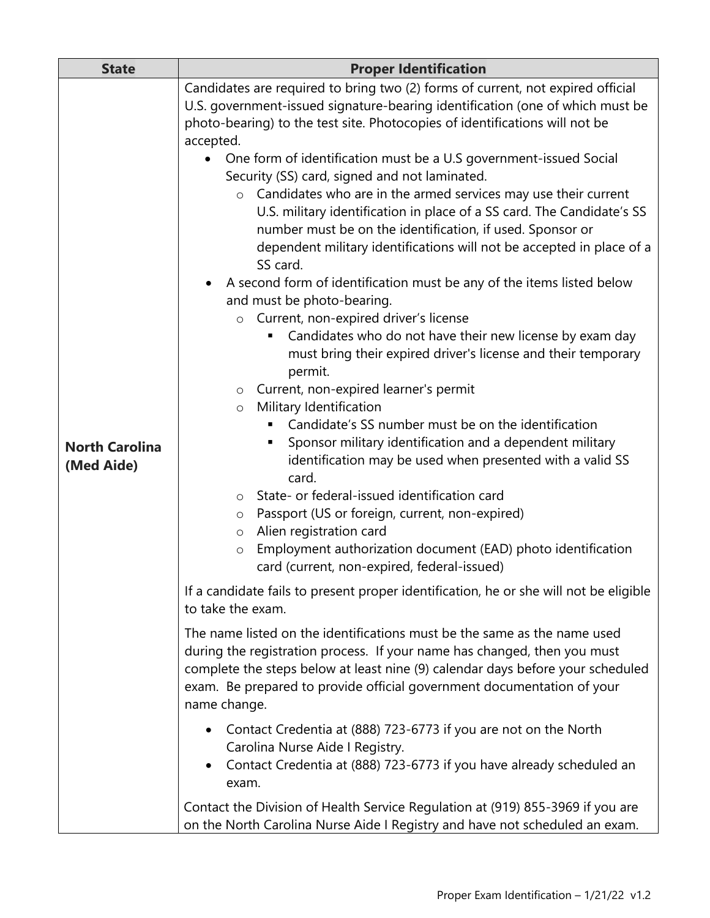| State | Proper Identification |
|---|---|
| **North Carolina (Med Aide)** | Candidates are required to bring two (2) forms of current, not expired official U.S. government-issued signature-bearing identification (one of which must be photo-bearing) to the test site. Photocopies of identifications will not be accepted.<br><ul><li>One form of identification must be a U.S government-issued Social Security (SS) card, signed and not laminated.<ul><li>Candidates who are in the armed services may use their current U.S. military identification in place of a SS card. The Candidate's SS number must be on the identification, if used. Sponsor or dependent military identifications will not be accepted in place of a SS card.</li></ul></li><li>A second form of identification must be any of the items listed below and must be photo-bearing.<ul><li>Current, non-expired driver's license<ul><li>Candidates who do not have their new license by exam day must bring their expired driver's license and their temporary permit.</li></ul></li><li>Current, non-expired learner's permit</li><li>Military Identification<ul><li>Candidate's SS number must be on the identification</li><li>Sponsor military identification and a dependent military identification may be used when presented with a valid SS card.</li></ul></li><li>State- or federal-issued identification card</li><li>Passport (US or foreign, current, non-expired)</li><li>Alien registration card</li><li>Employment authorization document (EAD) photo identification card (current, non-expired, federal-issued)</li></ul></li></ul>If a candidate fails to present proper identification, he or she will not be eligible to take the exam.<br><br>The name listed on the identifications must be the same as the name used during the registration process. If your name has changed, then you must complete the steps below at least nine (9) calendar days before your scheduled exam. Be prepared to provide official government documentation of your name change.<br><ul><li>Contact Credentia at (888) 723-6773 if you are not on the North Carolina Nurse Aide I Registry.</li><li>Contact Credentia at (888) 723-6773 if you have already scheduled an exam.</li></ul>Contact the Division of Health Service Regulation at (919) 855-3969 if you are on the North Carolina Nurse Aide I Registry and have not scheduled an exam. |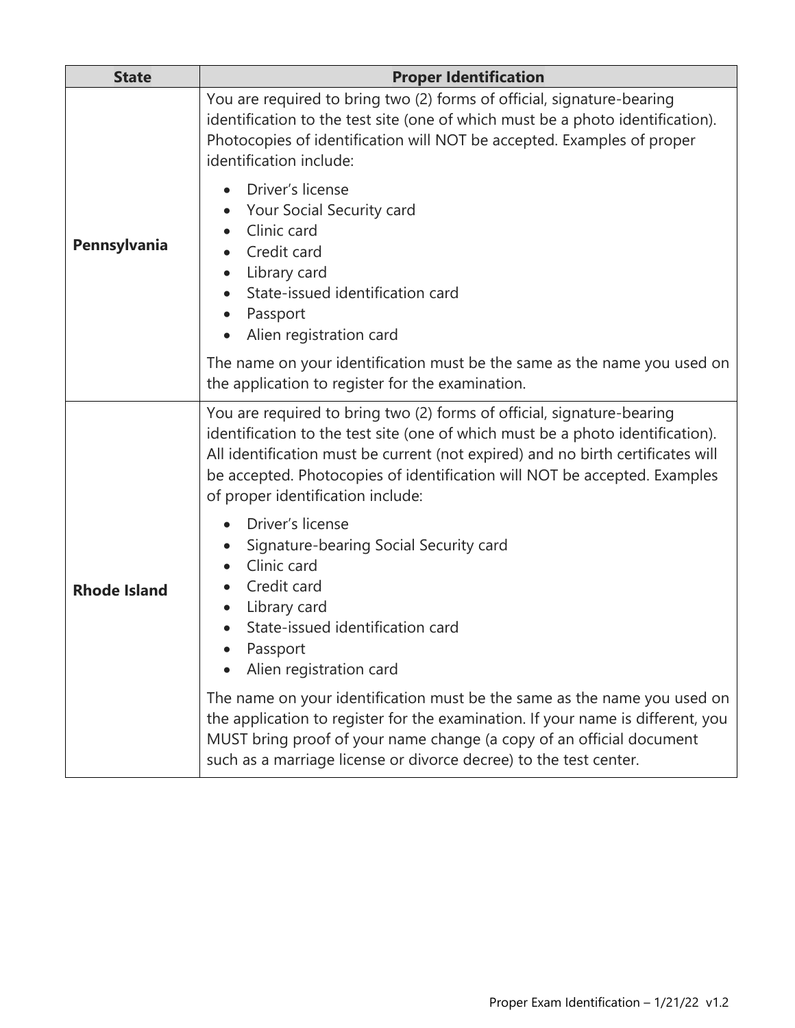| State | Proper Identification |
| --- | --- |
| **Pennsylvania** | You are required to bring two (2) forms of official, signature-bearing identification to the test site (one of which must be a photo identification). Photocopies of identification will NOT be accepted. Examples of proper identification include:<br>• Driver's license<br>• Your Social Security card<br>• Clinic card<br>• Credit card<br>• Library card<br>• State-issued identification card<br>• Passport<br>• Alien registration card<br><br>The name on your identification must be the same as the name you used on the application to register for the examination. |
| **Rhode Island** | You are required to bring two (2) forms of official, signature-bearing identification to the test site (one of which must be a photo identification). All identification must be current (not expired) and no birth certificates will be accepted. Photocopies of identification will NOT be accepted. Examples of proper identification include:<br>• Driver's license<br>• Signature-bearing Social Security card<br>• Clinic card<br>• Credit card<br>• Library card<br>• State-issued identification card<br>• Passport<br>• Alien registration card<br><br>The name on your identification must be the same as the name you used on the application to register for the examination. If your name is different, you MUST bring proof of your name change (a copy of an official document such as a marriage license or divorce decree) to the test center. |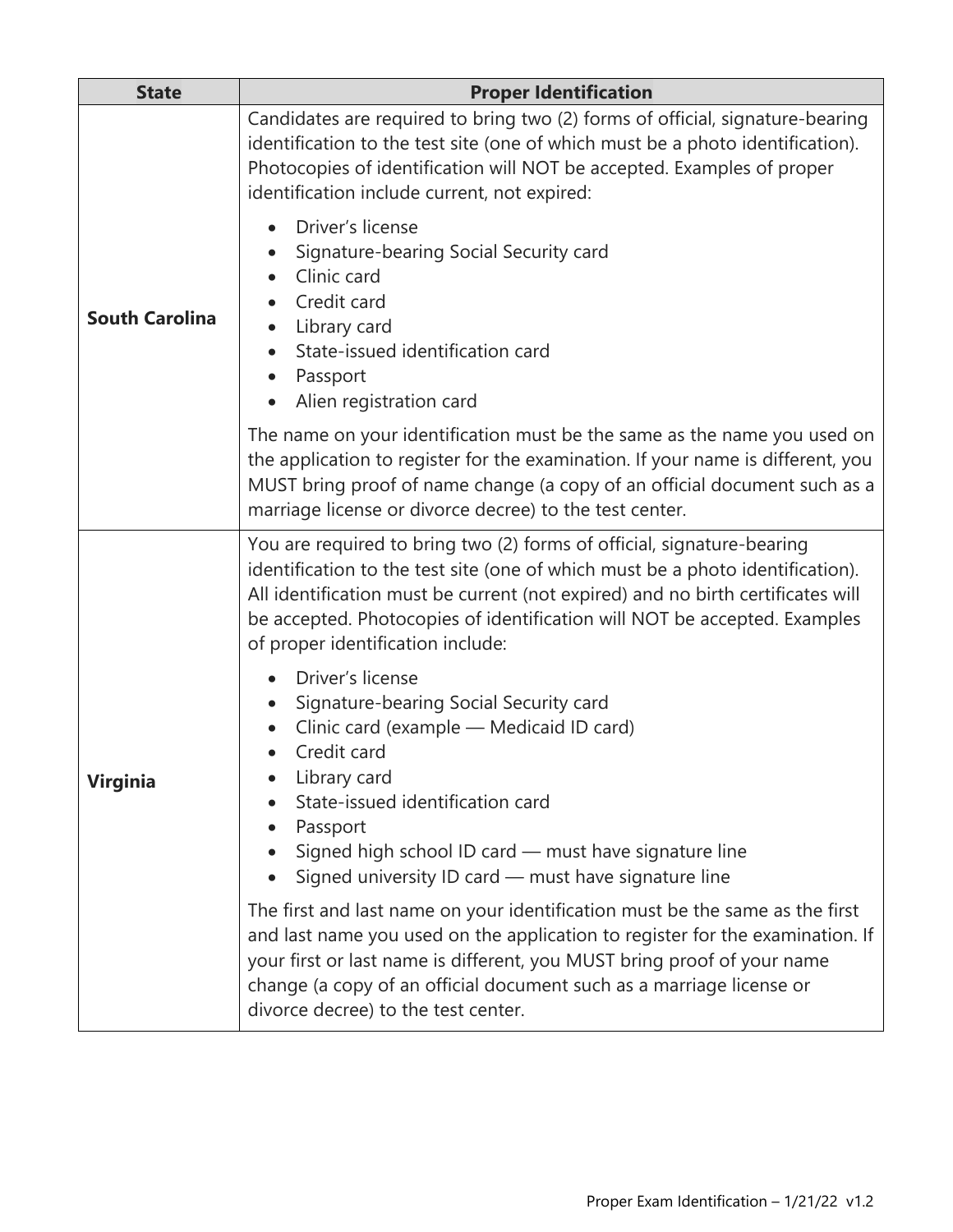| State | Proper Identification |
|---|---|
| **South Carolina** | Candidates are required to bring two (2) forms of official, signature-bearing identification to the test site (one of which must be a photo identification). Photocopies of identification will NOT be accepted. Examples of proper identification include current, not expired:<br><br>• Driver's license<br>• Signature-bearing Social Security card<br>• Clinic card<br>• Credit card<br>• Library card<br>• State-issued identification card<br>• Passport<br>• Alien registration card<br><br>The name on your identification must be the same as the name you used on the application to register for the examination. If your name is different, you MUST bring proof of name change (a copy of an official document such as a marriage license or divorce decree) to the test center. |
| **Virginia** | You are required to bring two (2) forms of official, signature-bearing identification to the test site (one of which must be a photo identification). All identification must be current (not expired) and no birth certificates will be accepted. Photocopies of identification will NOT be accepted. Examples of proper identification include:<br><br>• Driver's license<br>• Signature-bearing Social Security card<br>• Clinic card (example — Medicaid ID card)<br>• Credit card<br>• Library card<br>• State-issued identification card<br>• Passport<br>• Signed high school ID card — must have signature line<br>• Signed university ID card — must have signature line<br><br>The first and last name on your identification must be the same as the first and last name you used on the application to register for the examination. If your first or last name is different, you MUST bring proof of your name change (a copy of an official document such as a marriage license or divorce decree) to the test center. |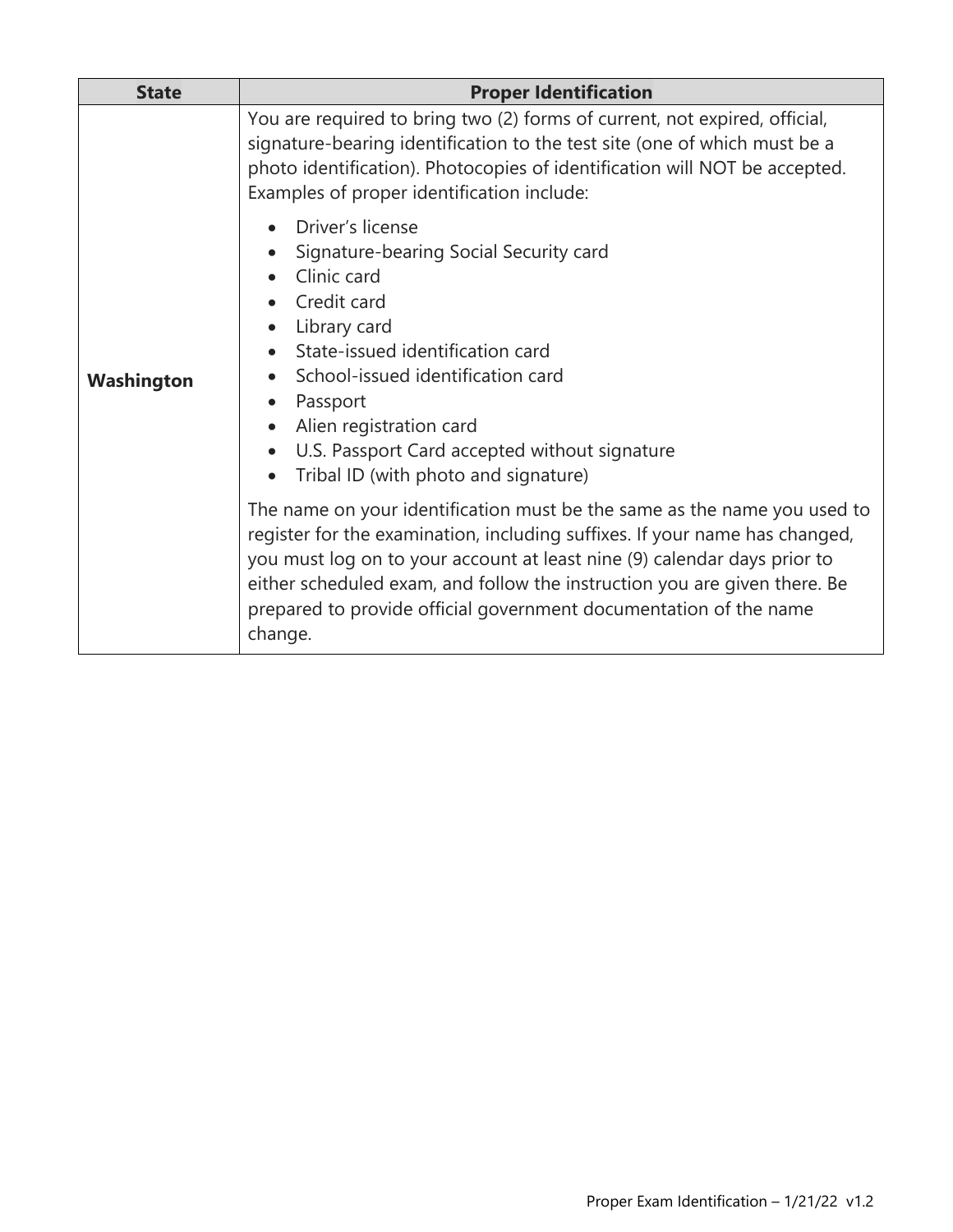| State | Proper Identification |
| --- | --- |
| **Washington** | You are required to bring two (2) forms of current, not expired, official, signature-bearing identification to the test site (one of which must be a photo identification). Photocopies of identification will NOT be accepted. Examples of proper identification include:<br><br>• Driver's license<br>• Signature-bearing Social Security card<br>• Clinic card<br>• Credit card<br>• Library card<br>• State-issued identification card<br>• School-issued identification card<br>• Passport<br>• Alien registration card<br>• U.S. Passport Card accepted without signature<br>• Tribal ID (with photo and signature)<br><br>The name on your identification must be the same as the name you used to register for the examination, including suffixes. If your name has changed, you must log on to your account at least nine (9) calendar days prior to either scheduled exam, and follow the instruction you are given there. Be prepared to provide official government documentation of the name change. |